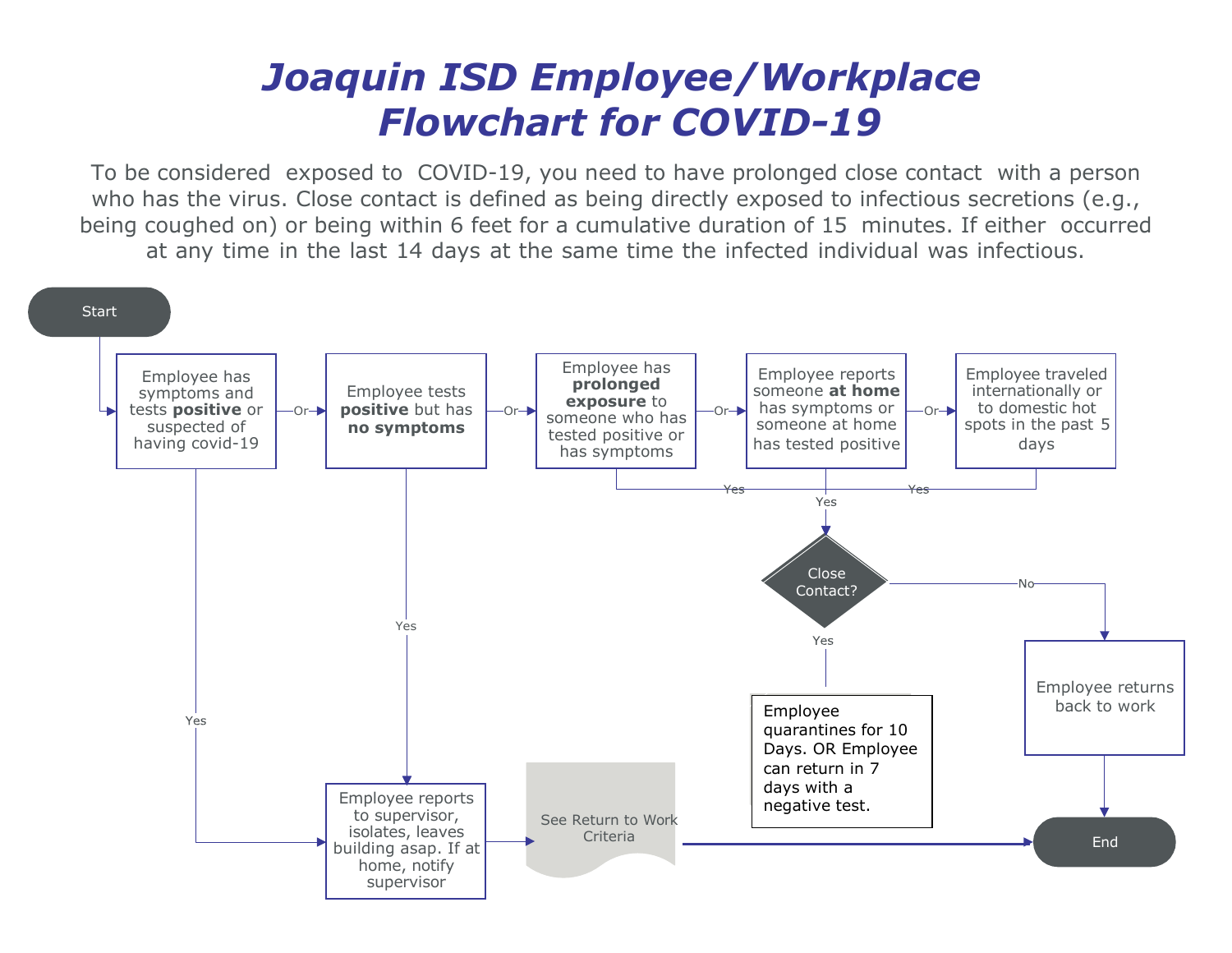# Joaquin ISD Employee/Workplace Flowchart for COVID-19

To be considered exposed to COVID-19, you need to have prolonged close contact with a person who has the virus. Close contact is defined as being directly exposed to infectious secretions (e.g., being coughed on) or being within 6 feet for a cumulative duration of 15 minutes. If either occurred at any time in the last 14 days at the same time the infected individual was infectious.

Start

Employee has symptoms and tests **positive** or suspected of having covid-19

Or

Employee tests **positive** but has **no symptoms**

Or

Employee has **prolonged exposure** to someone who has tested positive or has symptoms

Or

Employee reports someone **at home** has symptoms or someone at home has tested positive

Or

Employee traveled internationally or to domestic hot spots in the past 5 days

Yes

Yes

Yes

Close Contact?

No

Employee returns back to work

Yes

Employee quarantines for 10 Days. OR Employee can return in 7 days with a negative test.

Yes

Yes

Employee reports to supervisor, isolates, leaves building asap. If at home, notify supervisor

See Return to Work Criteria

End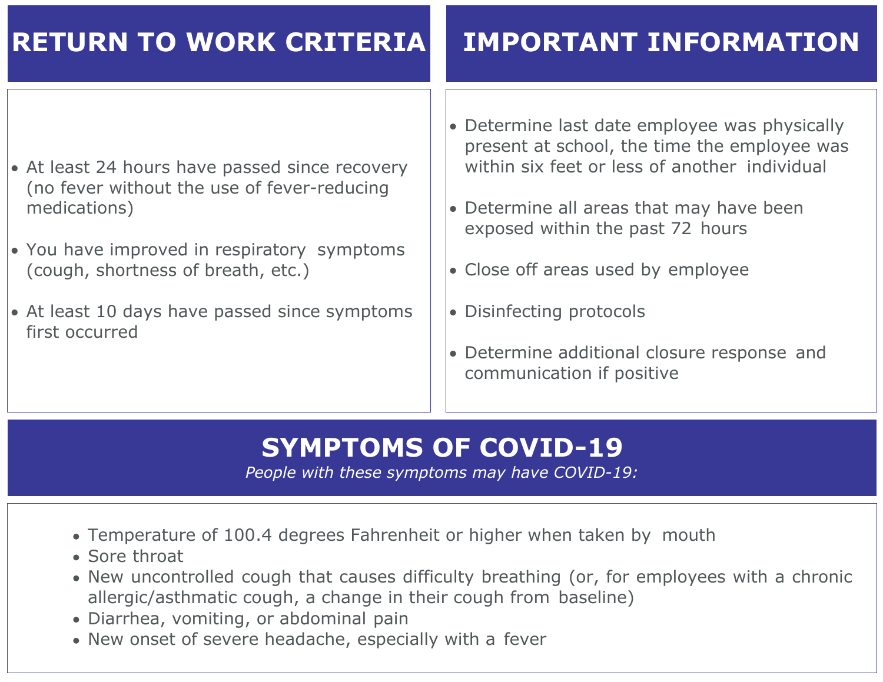## RETURN TO WORK CRITERIA

- At least 24 hours have passed since recovery (no fever without the use of fever-reducing medications)
- You have improved in respiratory symptoms (cough, shortness of breath, etc.)
- At least 10 days have passed since symptoms first occurred

## IMPORTANT INFORMATION

- Determine last date employee was physically present at school, the time the employee was within six feet or less of another individual
- Determine all areas that may have been exposed within the past 72 hours
- Close off areas used by employee
- Disinfecting protocols
- Determine additional closure response and communication if positive

## SYMPTOMS OF COVID-19

*People with these symptoms may have COVID-19:*

- Temperature of 100.4 degrees Fahrenheit or higher when taken by mouth
- Sore throat
- New uncontrolled cough that causes difficulty breathing (or, for employees with a chronic allergic/asthmatic cough, a change in their cough from baseline)
- Diarrhea, vomiting, or abdominal pain
- New onset of severe headache, especially with a fever